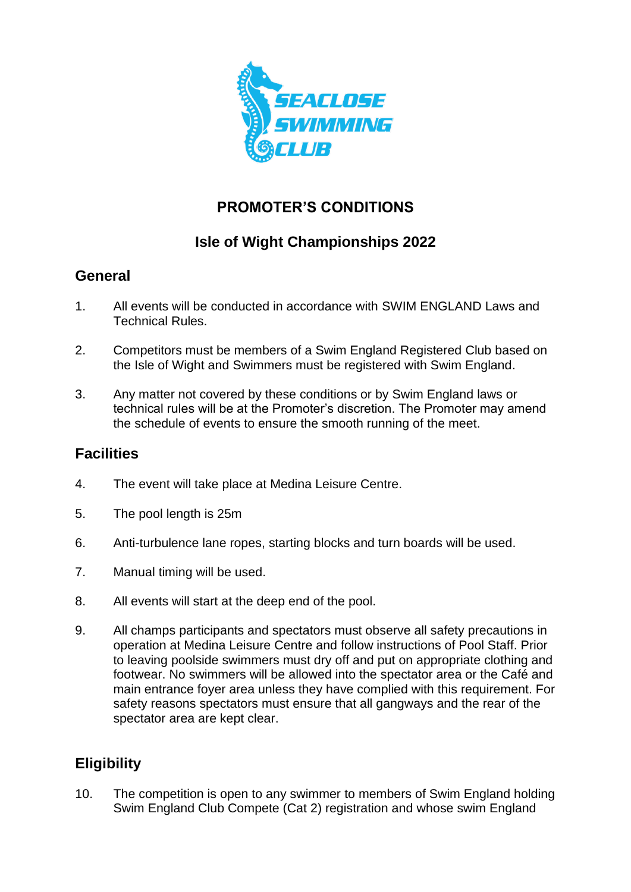SEACLOSE SWIMMING CLUB

## PROMOTER'S CONDITIONS

## Isle of Wight Championships 2022

### General

1. All events will be conducted in accordance with SWIM ENGLAND Laws and Technical Rules.

2. Competitors must be members of a Swim England Registered Club based on the Isle of Wight and Swimmers must be registered with Swim England.

3. Any matter not covered by these conditions or by Swim England laws or technical rules will be at the Promoter's discretion. The Promoter may amend the schedule of events to ensure the smooth running of the meet.

### Facilities

4. The event will take place at Medina Leisure Centre.

5. The pool length is 25m

6. Anti-turbulence lane ropes, starting blocks and turn boards will be used.

7. Manual timing will be used.

8. All events will start at the deep end of the pool.

9. All champs participants and spectators must observe all safety precautions in operation at Medina Leisure Centre and follow instructions of Pool Staff. Prior to leaving poolside swimmers must dry off and put on appropriate clothing and footwear. No swimmers will be allowed into the spectator area or the Café and main entrance foyer area unless they have complied with this requirement. For safety reasons spectators must ensure that all gangways and the rear of the spectator area are kept clear.

### Eligibility

10. The competition is open to any swimmer to members of Swim England holding Swim England Club Compete (Cat 2) registration and whose swim England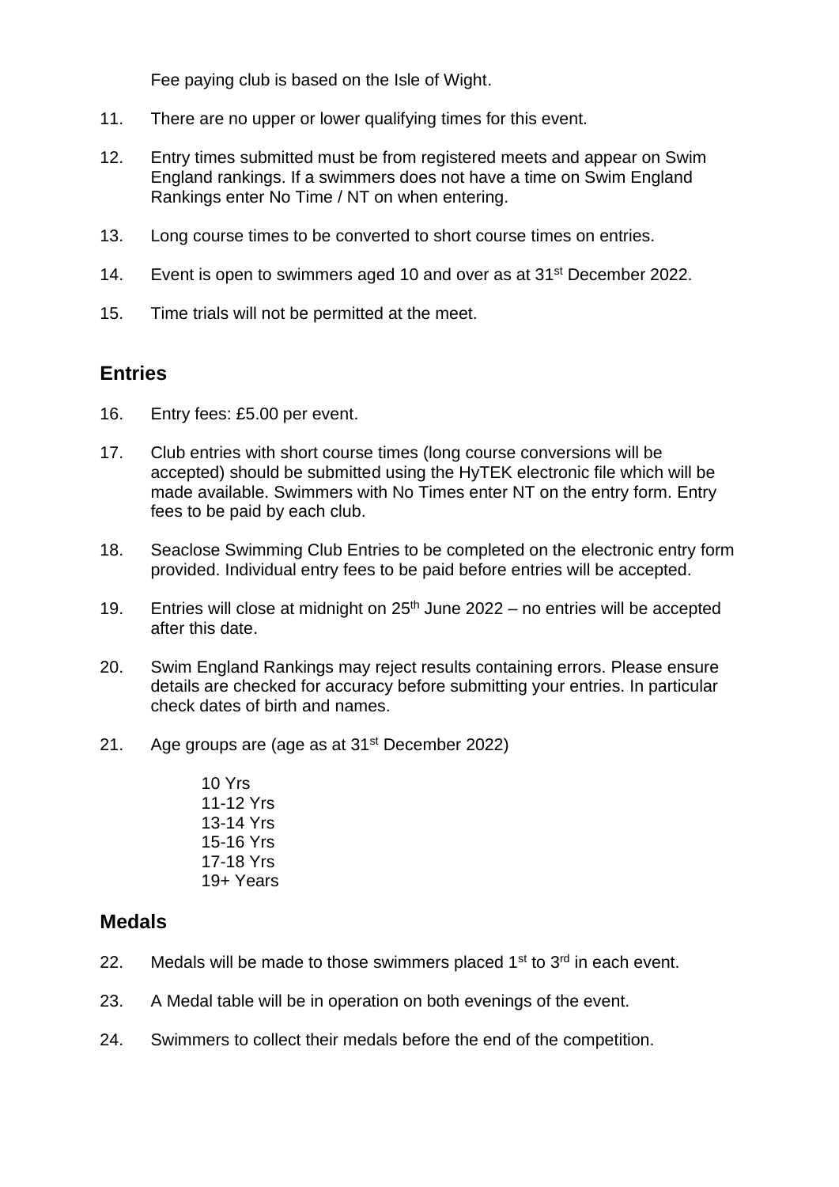Fee paying club is based on the Isle of Wight.

11. There are no upper or lower qualifying times for this event.

12. Entry times submitted must be from registered meets and appear on Swim England rankings. If a swimmers does not have a time on Swim England Rankings enter No Time / NT on when entering.

13. Long course times to be converted to short course times on entries.

14. Event is open to swimmers aged 10 and over as at 31st December 2022.

15. Time trials will not be permitted at the meet.

## Entries

16. Entry fees: £5.00 per event.

17. Club entries with short course times (long course conversions will be accepted) should be submitted using the HyTEK electronic file which will be made available. Swimmers with No Times enter NT on the entry form. Entry fees to be paid by each club.

18. Seaclose Swimming Club Entries to be completed on the electronic entry form provided. Individual entry fees to be paid before entries will be accepted.

19. Entries will close at midnight on 25th June 2022 – no entries will be accepted after this date.

20. Swim England Rankings may reject results containing errors. Please ensure details are checked for accuracy before submitting your entries. In particular check dates of birth and names.

21. Age groups are (age as at 31st December 2022)

    10 Yrs
    11-12 Yrs
    13-14 Yrs
    15-16 Yrs
    17-18 Yrs
    19+ Years

## Medals

22. Medals will be made to those swimmers placed 1st to 3rd in each event.

23. A Medal table will be in operation on both evenings of the event.

24. Swimmers to collect their medals before the end of the competition.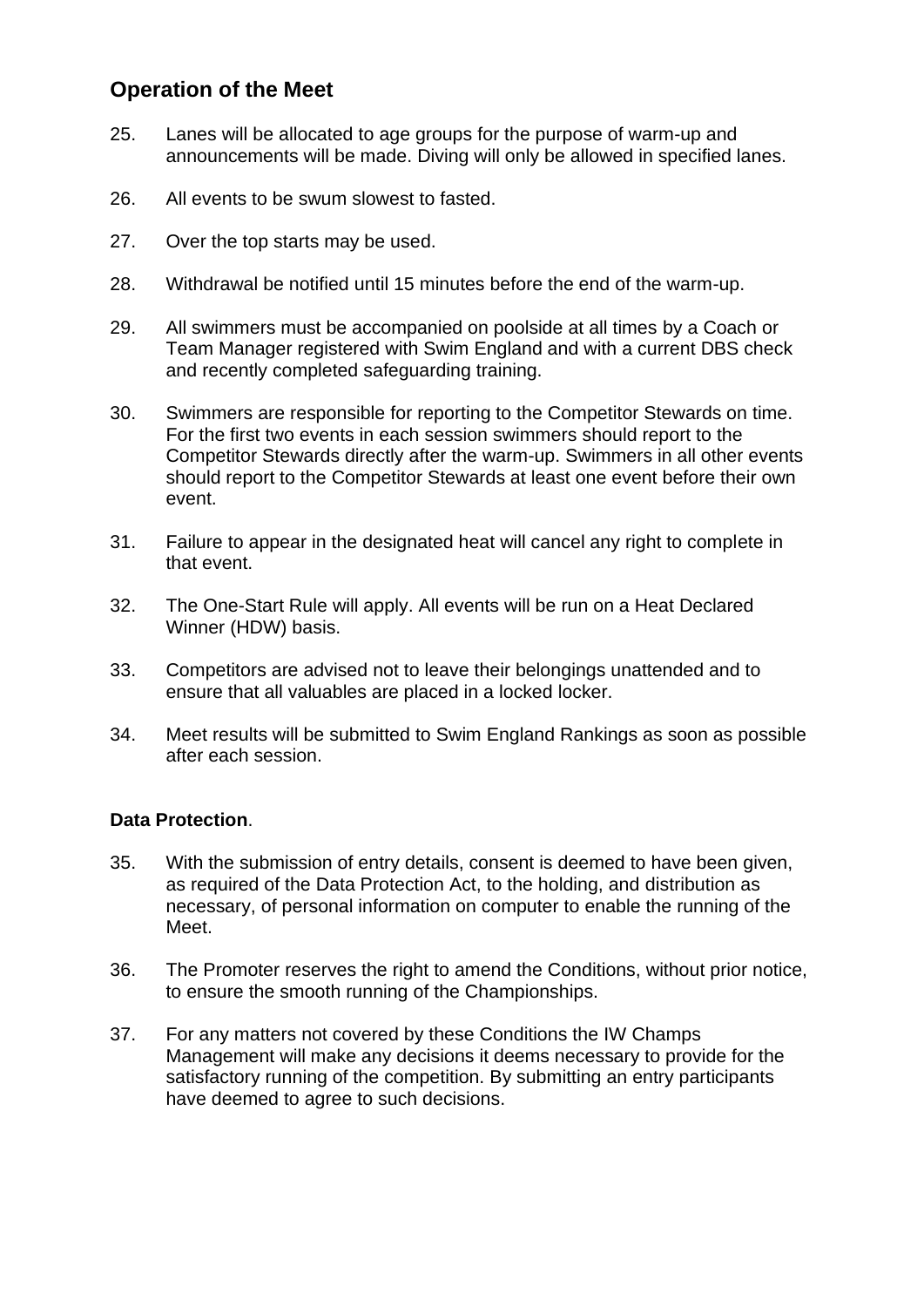## Operation of the Meet

25. Lanes will be allocated to age groups for the purpose of warm-up and announcements will be made. Diving will only be allowed in specified lanes.

26. All events to be swum slowest to fasted.

27. Over the top starts may be used.

28. Withdrawal be notified until 15 minutes before the end of the warm-up.

29. All swimmers must be accompanied on poolside at all times by a Coach or Team Manager registered with Swim England and with a current DBS check and recently completed safeguarding training.

30. Swimmers are responsible for reporting to the Competitor Stewards on time. For the first two events in each session swimmers should report to the Competitor Stewards directly after the warm-up. Swimmers in all other events should report to the Competitor Stewards at least one event before their own event.

31. Failure to appear in the designated heat will cancel any right to complete in that event.

32. The One-Start Rule will apply. All events will be run on a Heat Declared Winner (HDW) basis.

33. Competitors are advised not to leave their belongings unattended and to ensure that all valuables are placed in a locked locker.

34. Meet results will be submitted to Swim England Rankings as soon as possible after each session.

**Data Protection**.

35. With the submission of entry details, consent is deemed to have been given, as required of the Data Protection Act, to the holding, and distribution as necessary, of personal information on computer to enable the running of the Meet.

36. The Promoter reserves the right to amend the Conditions, without prior notice, to ensure the smooth running of the Championships.

37. For any matters not covered by these Conditions the IW Champs Management will make any decisions it deems necessary to provide for the satisfactory running of the competition. By submitting an entry participants have deemed to agree to such decisions.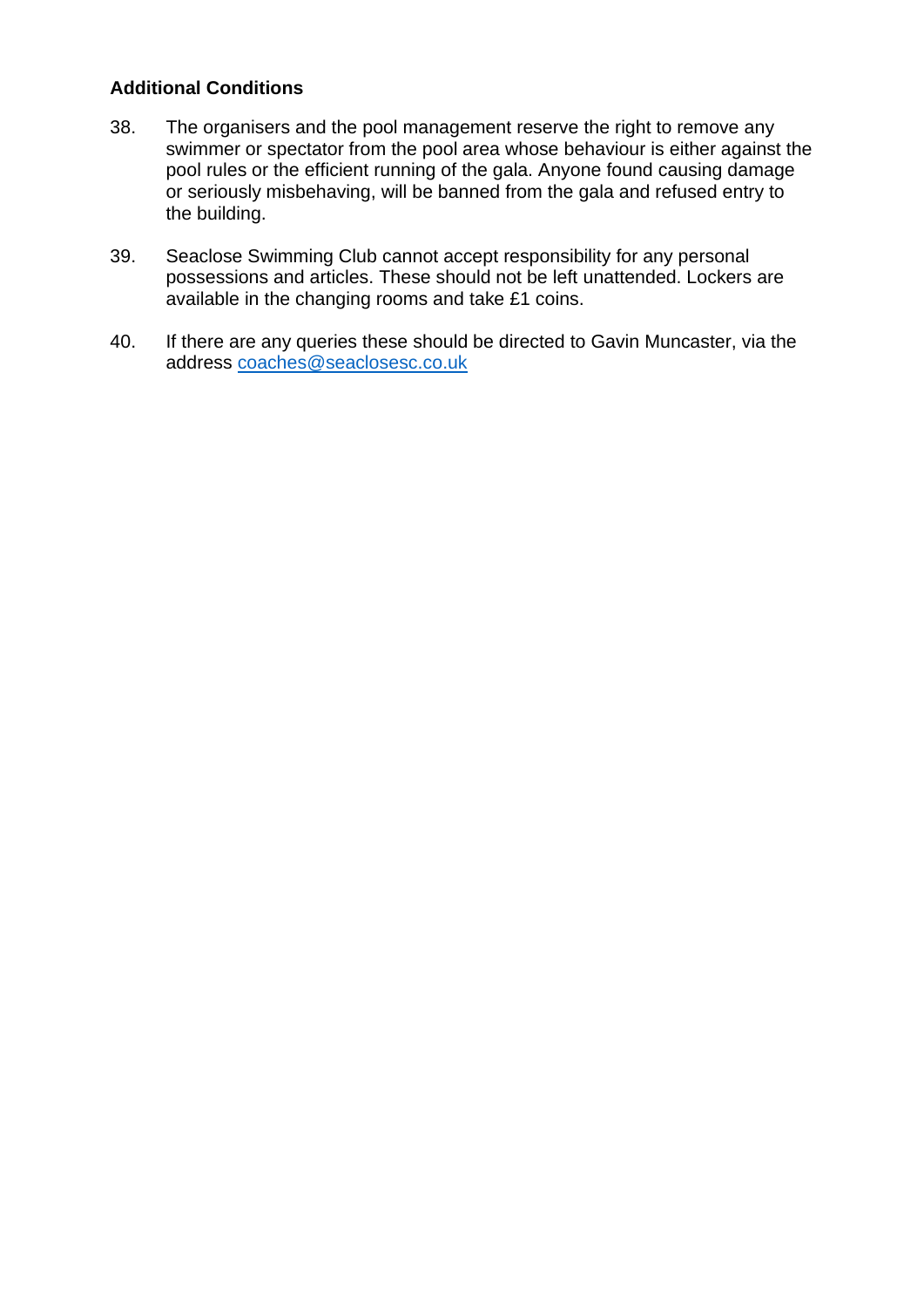## Additional Conditions

38. The organisers and the pool management reserve the right to remove any swimmer or spectator from the pool area whose behaviour is either against the pool rules or the efficient running of the gala. Anyone found causing damage or seriously misbehaving, will be banned from the gala and refused entry to the building.

39. Seaclose Swimming Club cannot accept responsibility for any personal possessions and articles. These should not be left unattended. Lockers are available in the changing rooms and take £1 coins.

40. If there are any queries these should be directed to Gavin Muncaster, via the address coaches@seaclosesc.co.uk